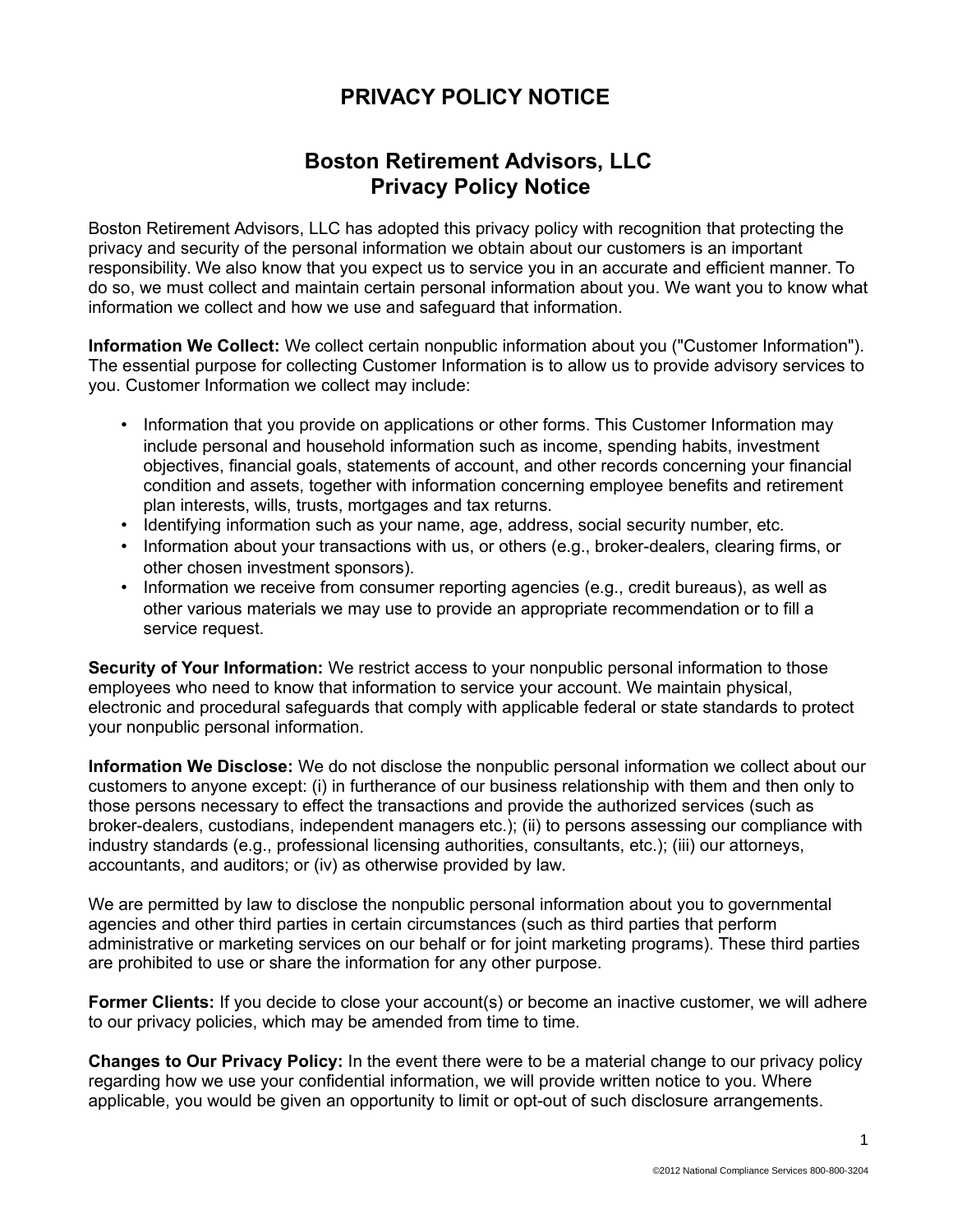# PRIVACY POLICY NOTICE

## Boston Retirement Advisors, LLC
## Privacy Policy Notice

Boston Retirement Advisors, LLC has adopted this privacy policy with recognition that protecting the privacy and security of the personal information we obtain about our customers is an important responsibility. We also know that you expect us to service you in an accurate and efficient manner. To do so, we must collect and maintain certain personal information about you. We want you to know what information we collect and how we use and safeguard that information.

**Information We Collect:** We collect certain nonpublic information about you ("Customer Information"). The essential purpose for collecting Customer Information is to allow us to provide advisory services to you. Customer Information we collect may include:

- Information that you provide on applications or other forms. This Customer Information may include personal and household information such as income, spending habits, investment objectives, financial goals, statements of account, and other records concerning your financial condition and assets, together with information concerning employee benefits and retirement plan interests, wills, trusts, mortgages and tax returns.
- Identifying information such as your name, age, address, social security number, etc.
- Information about your transactions with us, or others (e.g., broker-dealers, clearing firms, or other chosen investment sponsors).
- Information we receive from consumer reporting agencies (e.g., credit bureaus), as well as other various materials we may use to provide an appropriate recommendation or to fill a service request.

**Security of Your Information:** We restrict access to your nonpublic personal information to those employees who need to know that information to service your account. We maintain physical, electronic and procedural safeguards that comply with applicable federal or state standards to protect your nonpublic personal information.

**Information We Disclose:** We do not disclose the nonpublic personal information we collect about our customers to anyone except: (i) in furtherance of our business relationship with them and then only to those persons necessary to effect the transactions and provide the authorized services (such as broker-dealers, custodians, independent managers etc.); (ii) to persons assessing our compliance with industry standards (e.g., professional licensing authorities, consultants, etc.); (iii) our attorneys, accountants, and auditors; or (iv) as otherwise provided by law.

We are permitted by law to disclose the nonpublic personal information about you to governmental agencies and other third parties in certain circumstances (such as third parties that perform administrative or marketing services on our behalf or for joint marketing programs). These third parties are prohibited to use or share the information for any other purpose.

**Former Clients:** If you decide to close your account(s) or become an inactive customer, we will adhere to our privacy policies, which may be amended from time to time.

**Changes to Our Privacy Policy:** In the event there were to be a material change to our privacy policy regarding how we use your confidential information, we will provide written notice to you. Where applicable, you would be given an opportunity to limit or opt-out of such disclosure arrangements.

©2012 National Compliance Services 800-800-3204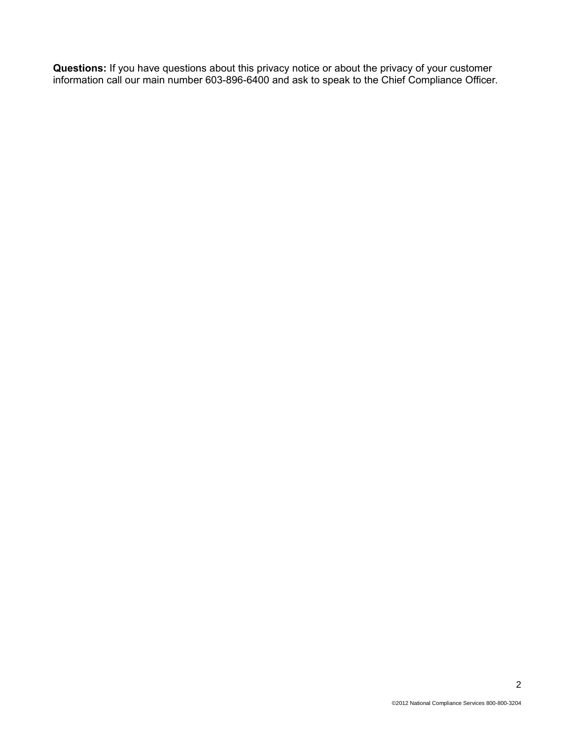**Questions:** If you have questions about this privacy notice or about the privacy of your customer information call our main number 603-896-6400 and ask to speak to the Chief Compliance Officer.